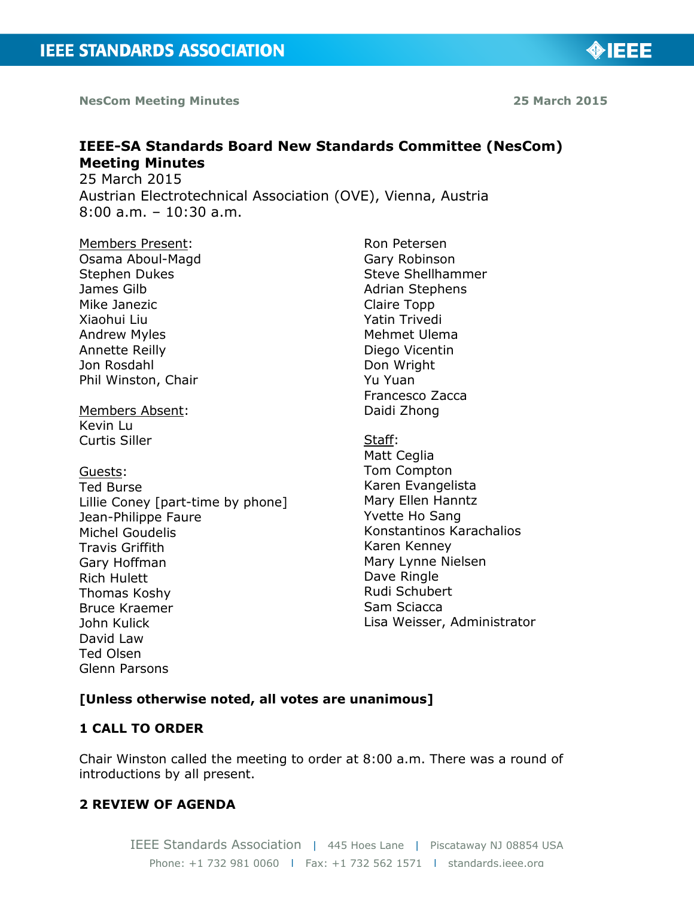# IEEE-SA Standards Board New Standards Committee (NesCom) Meeting Minutes

25 March 2015
Austrian Electrotechnical Association (OVE), Vienna, Austria
8:00 a.m. – 10:30 a.m.

Members Present:
Osama Aboul-Magd
Stephen Dukes
James Gilb
Mike Janezic
Xiaohui Liu
Andrew Myles
Annette Reilly
Jon Rosdahl
Phil Winston, Chair
Ron Petersen
Gary Robinson
Steve Shellhammer
Adrian Stephens
Claire Topp
Yatin Trivedi
Mehmet Ulema
Diego Vicentin
Don Wright
Yu Yuan
Francesco Zacca
Daidi Zhong

Members Absent:
Kevin Lu
Curtis Siller

Guests:
Ted Burse
Lillie Coney [part-time by phone]
Jean-Philippe Faure
Michel Goudelis
Travis Griffith
Gary Hoffman
Rich Hulett
Thomas Koshy
Bruce Kraemer
John Kulick
David Law
Ted Olsen
Glenn Parsons

Staff:
Matt Ceglia
Tom Compton
Karen Evangelista
Mary Ellen Hanntz
Yvette Ho Sang
Konstantinos Karachalios
Karen Kenney
Mary Lynne Nielsen
Dave Ringle
Rudi Schubert
Sam Sciacca
Lisa Weisser, Administrator

**[Unless otherwise noted, all votes are unanimous]**

## 1 CALL TO ORDER

Chair Winston called the meeting to order at 8:00 a.m. There was a round of introductions by all present.

## 2 REVIEW OF AGENDA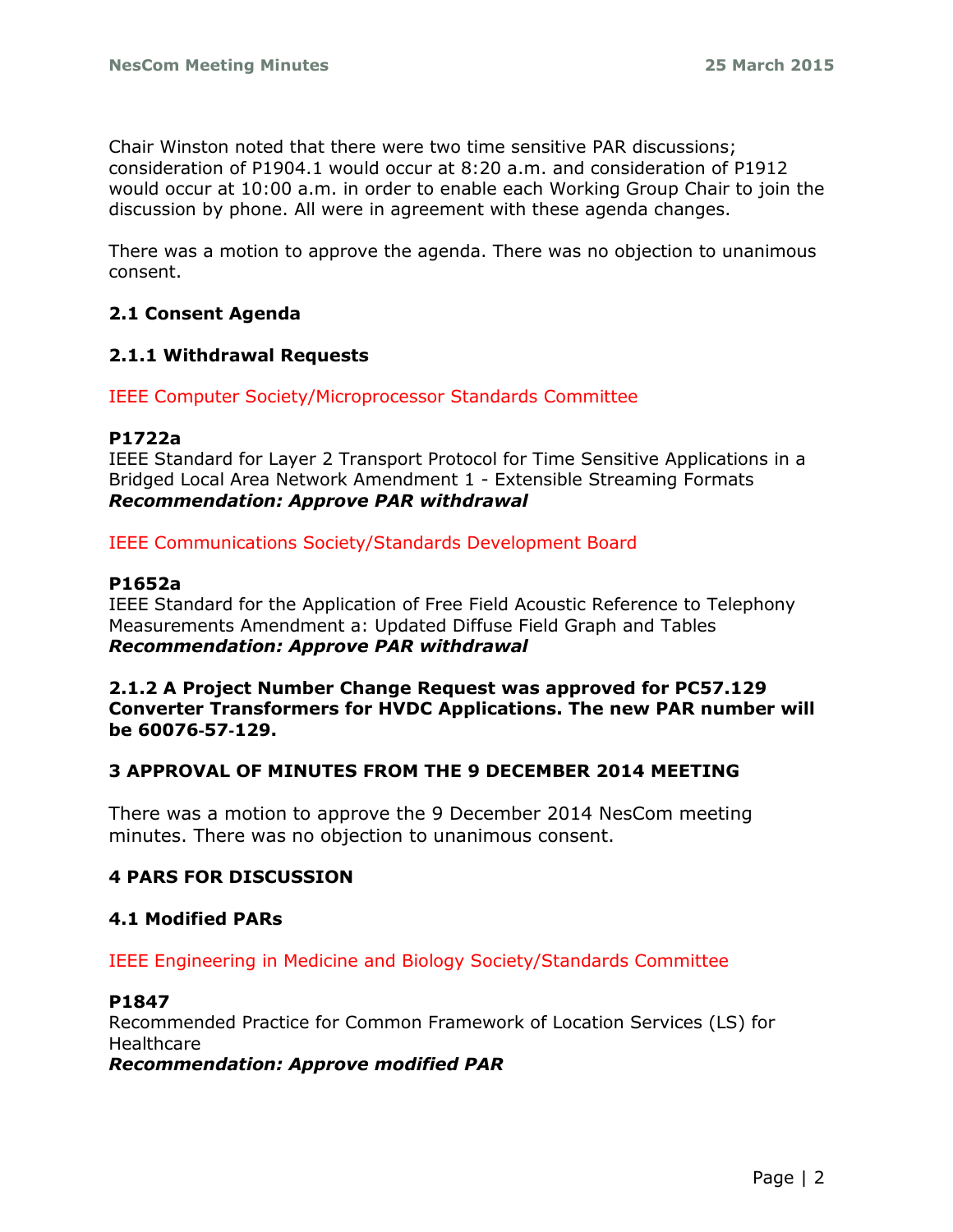Chair Winston noted that there were two time sensitive PAR discussions; consideration of P1904.1 would occur at 8:20 a.m. and consideration of P1912 would occur at 10:00 a.m. in order to enable each Working Group Chair to join the discussion by phone. All were in agreement with these agenda changes.

There was a motion to approve the agenda. There was no objection to unanimous consent.

### 2.1 Consent Agenda

### 2.1.1 Withdrawal Requests

IEEE Computer Society/Microprocessor Standards Committee

**P1722a**
IEEE Standard for Layer 2 Transport Protocol for Time Sensitive Applications in a Bridged Local Area Network Amendment 1 - Extensible Streaming Formats
***Recommendation: Approve PAR withdrawal***

IEEE Communications Society/Standards Development Board

**P1652a**
IEEE Standard for the Application of Free Field Acoustic Reference to Telephony Measurements Amendment a: Updated Diffuse Field Graph and Tables
***Recommendation: Approve PAR withdrawal***

**2.1.2 A Project Number Change Request was approved for PC57.129 Converter Transformers for HVDC Applications. The new PAR number will be 60076-57-129.**

## 3 APPROVAL OF MINUTES FROM THE 9 DECEMBER 2014 MEETING

There was a motion to approve the 9 December 2014 NesCom meeting minutes. There was no objection to unanimous consent.

## 4 PARS FOR DISCUSSION

### 4.1 Modified PARs

IEEE Engineering in Medicine and Biology Society/Standards Committee

**P1847**
Recommended Practice for Common Framework of Location Services (LS) for Healthcare
***Recommendation: Approve modified PAR***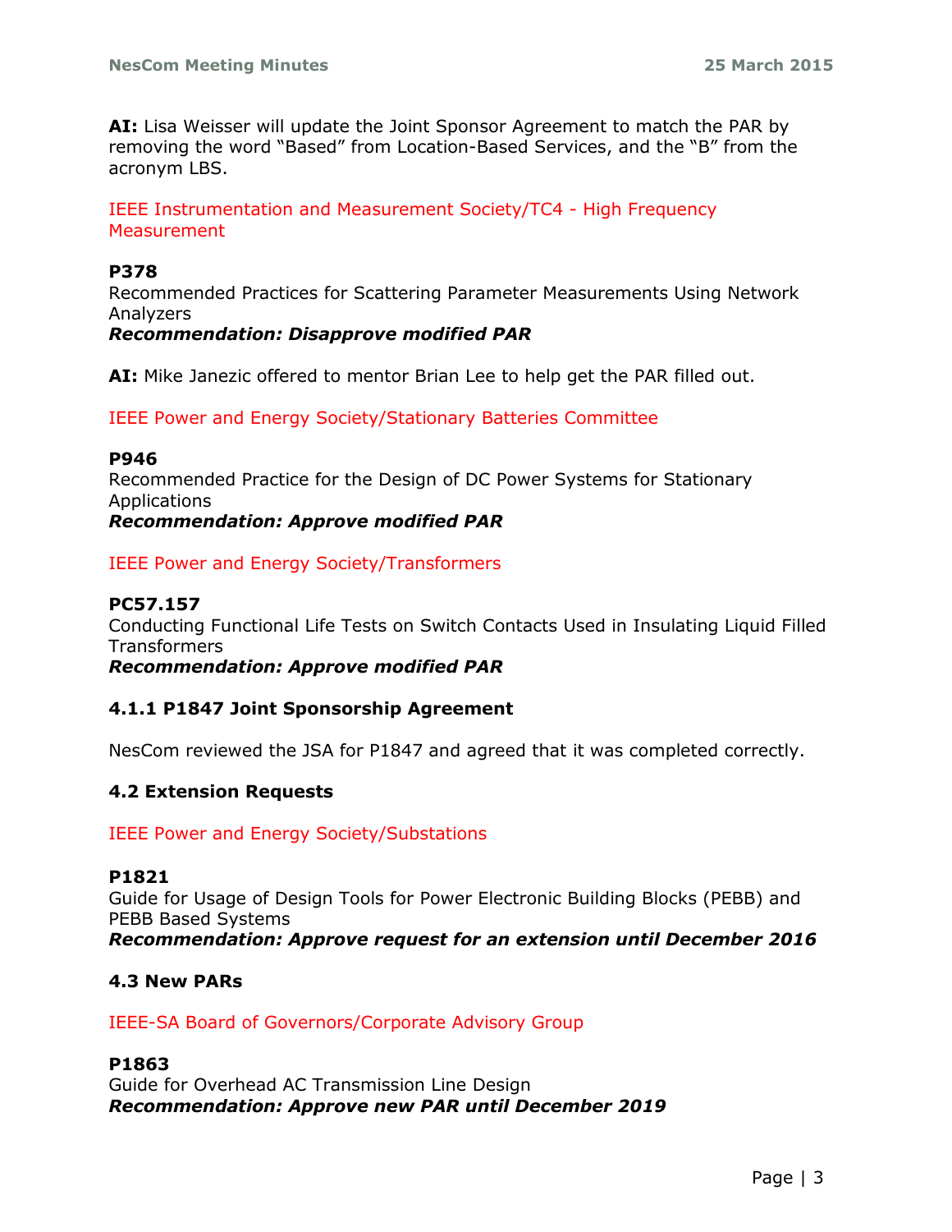**AI:** Lisa Weisser will update the Joint Sponsor Agreement to match the PAR by removing the word "Based" from Location-Based Services, and the "B" from the acronym LBS.

IEEE Instrumentation and Measurement Society/TC4 - High Frequency Measurement

**P378**
Recommended Practices for Scattering Parameter Measurements Using Network Analyzers
***Recommendation: Disapprove modified PAR***

**AI:** Mike Janezic offered to mentor Brian Lee to help get the PAR filled out.

IEEE Power and Energy Society/Stationary Batteries Committee

**P946**
Recommended Practice for the Design of DC Power Systems for Stationary Applications
***Recommendation: Approve modified PAR***

IEEE Power and Energy Society/Transformers

**PC57.157**
Conducting Functional Life Tests on Switch Contacts Used in Insulating Liquid Filled Transformers
***Recommendation: Approve modified PAR***

#### 4.1.1 P1847 Joint Sponsorship Agreement

NesCom reviewed the JSA for P1847 and agreed that it was completed correctly.

### 4.2 Extension Requests

IEEE Power and Energy Society/Substations

**P1821**
Guide for Usage of Design Tools for Power Electronic Building Blocks (PEBB) and PEBB Based Systems
***Recommendation: Approve request for an extension until December 2016***

### 4.3 New PARs

IEEE-SA Board of Governors/Corporate Advisory Group

**P1863**
Guide for Overhead AC Transmission Line Design
***Recommendation: Approve new PAR until December 2019***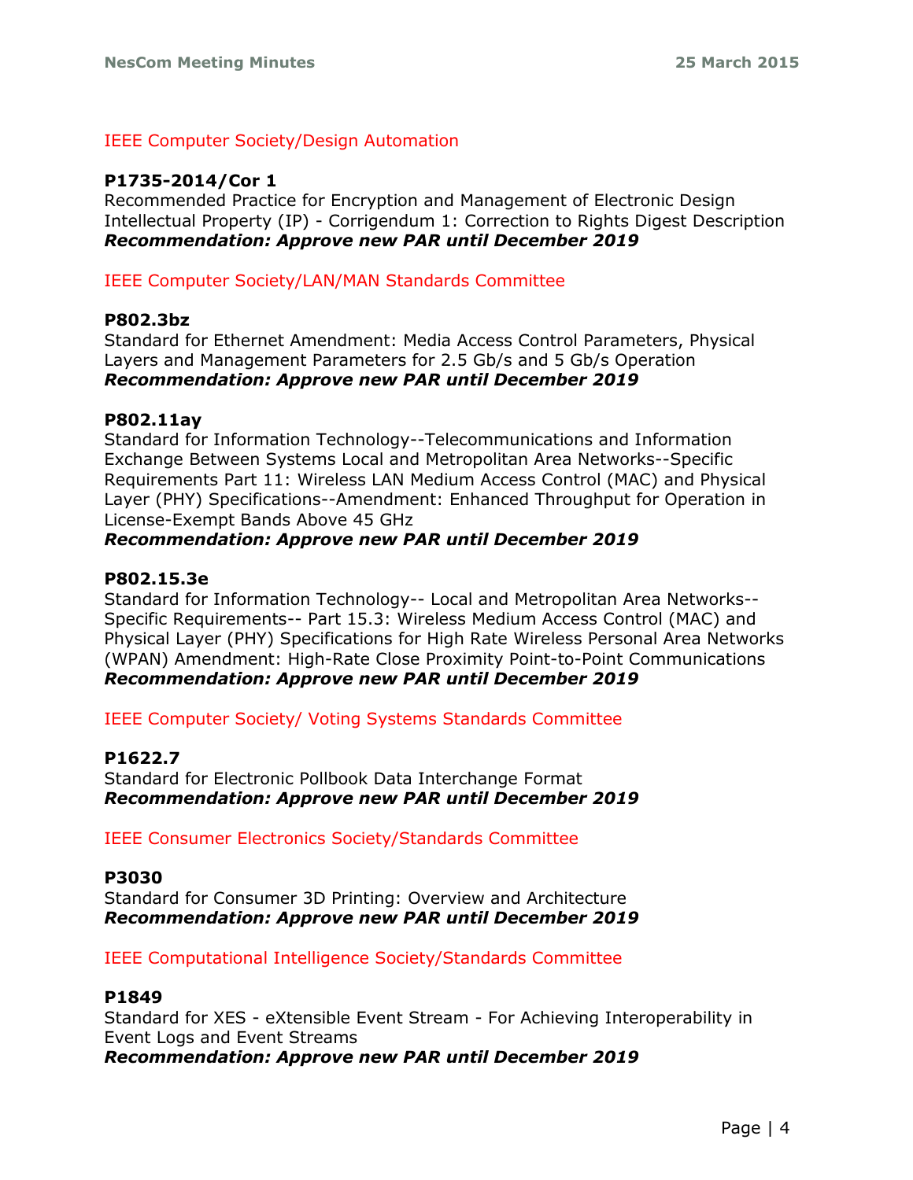IEEE Computer Society/Design Automation

**P1735-2014/Cor 1**

Recommended Practice for Encryption and Management of Electronic Design Intellectual Property (IP) - Corrigendum 1: Correction to Rights Digest Description

***Recommendation: Approve new PAR until December 2019***

IEEE Computer Society/LAN/MAN Standards Committee

**P802.3bz**

Standard for Ethernet Amendment: Media Access Control Parameters, Physical Layers and Management Parameters for 2.5 Gb/s and 5 Gb/s Operation

***Recommendation: Approve new PAR until December 2019***

**P802.11ay**

Standard for Information Technology--Telecommunications and Information Exchange Between Systems Local and Metropolitan Area Networks--Specific Requirements Part 11: Wireless LAN Medium Access Control (MAC) and Physical Layer (PHY) Specifications--Amendment: Enhanced Throughput for Operation in License-Exempt Bands Above 45 GHz

***Recommendation: Approve new PAR until December 2019***

**P802.15.3e**

Standard for Information Technology-- Local and Metropolitan Area Networks-- Specific Requirements-- Part 15.3: Wireless Medium Access Control (MAC) and Physical Layer (PHY) Specifications for High Rate Wireless Personal Area Networks (WPAN) Amendment: High-Rate Close Proximity Point-to-Point Communications

***Recommendation: Approve new PAR until December 2019***

IEEE Computer Society/ Voting Systems Standards Committee

**P1622.7**

Standard for Electronic Pollbook Data Interchange Format

***Recommendation: Approve new PAR until December 2019***

IEEE Consumer Electronics Society/Standards Committee

**P3030**

Standard for Consumer 3D Printing: Overview and Architecture

***Recommendation: Approve new PAR until December 2019***

IEEE Computational Intelligence Society/Standards Committee

**P1849**

Standard for XES - eXtensible Event Stream - For Achieving Interoperability in Event Logs and Event Streams

***Recommendation: Approve new PAR until December 2019***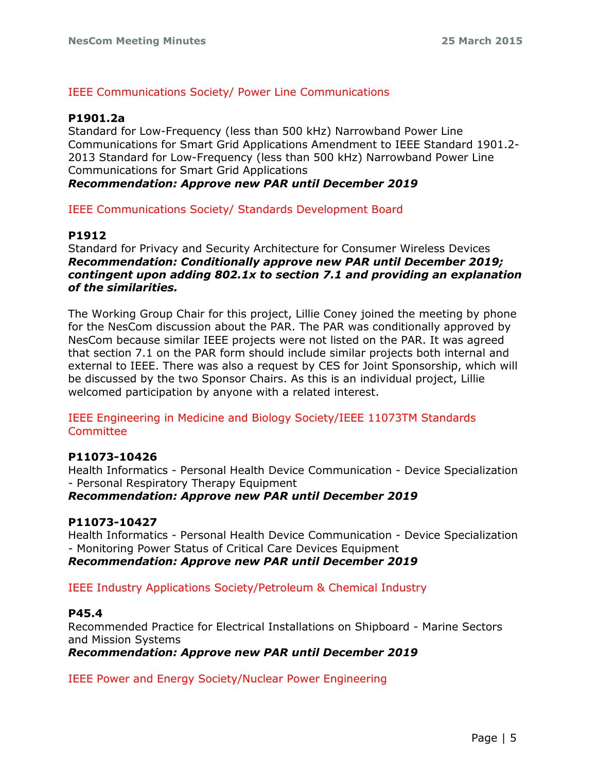IEEE Communications Society/ Power Line Communications

**P1901.2a**
Standard for Low-Frequency (less than 500 kHz) Narrowband Power Line Communications for Smart Grid Applications Amendment to IEEE Standard 1901.2-2013 Standard for Low-Frequency (less than 500 kHz) Narrowband Power Line Communications for Smart Grid Applications
***Recommendation: Approve new PAR until December 2019***

IEEE Communications Society/ Standards Development Board

**P1912**
Standard for Privacy and Security Architecture for Consumer Wireless Devices
***Recommendation: Conditionally approve new PAR until December 2019; contingent upon adding 802.1x to section 7.1 and providing an explanation of the similarities.***

The Working Group Chair for this project, Lillie Coney joined the meeting by phone for the NesCom discussion about the PAR. The PAR was conditionally approved by NesCom because similar IEEE projects were not listed on the PAR. It was agreed that section 7.1 on the PAR form should include similar projects both internal and external to IEEE. There was also a request by CES for Joint Sponsorship, which will be discussed by the two Sponsor Chairs. As this is an individual project, Lillie welcomed participation by anyone with a related interest.

IEEE Engineering in Medicine and Biology Society/IEEE 11073TM Standards Committee

**P11073-10426**
Health Informatics - Personal Health Device Communication - Device Specialization - Personal Respiratory Therapy Equipment
***Recommendation: Approve new PAR until December 2019***

**P11073-10427**
Health Informatics - Personal Health Device Communication - Device Specialization - Monitoring Power Status of Critical Care Devices Equipment
***Recommendation: Approve new PAR until December 2019***

IEEE Industry Applications Society/Petroleum & Chemical Industry

**P45.4**
Recommended Practice for Electrical Installations on Shipboard - Marine Sectors and Mission Systems
***Recommendation: Approve new PAR until December 2019***

IEEE Power and Energy Society/Nuclear Power Engineering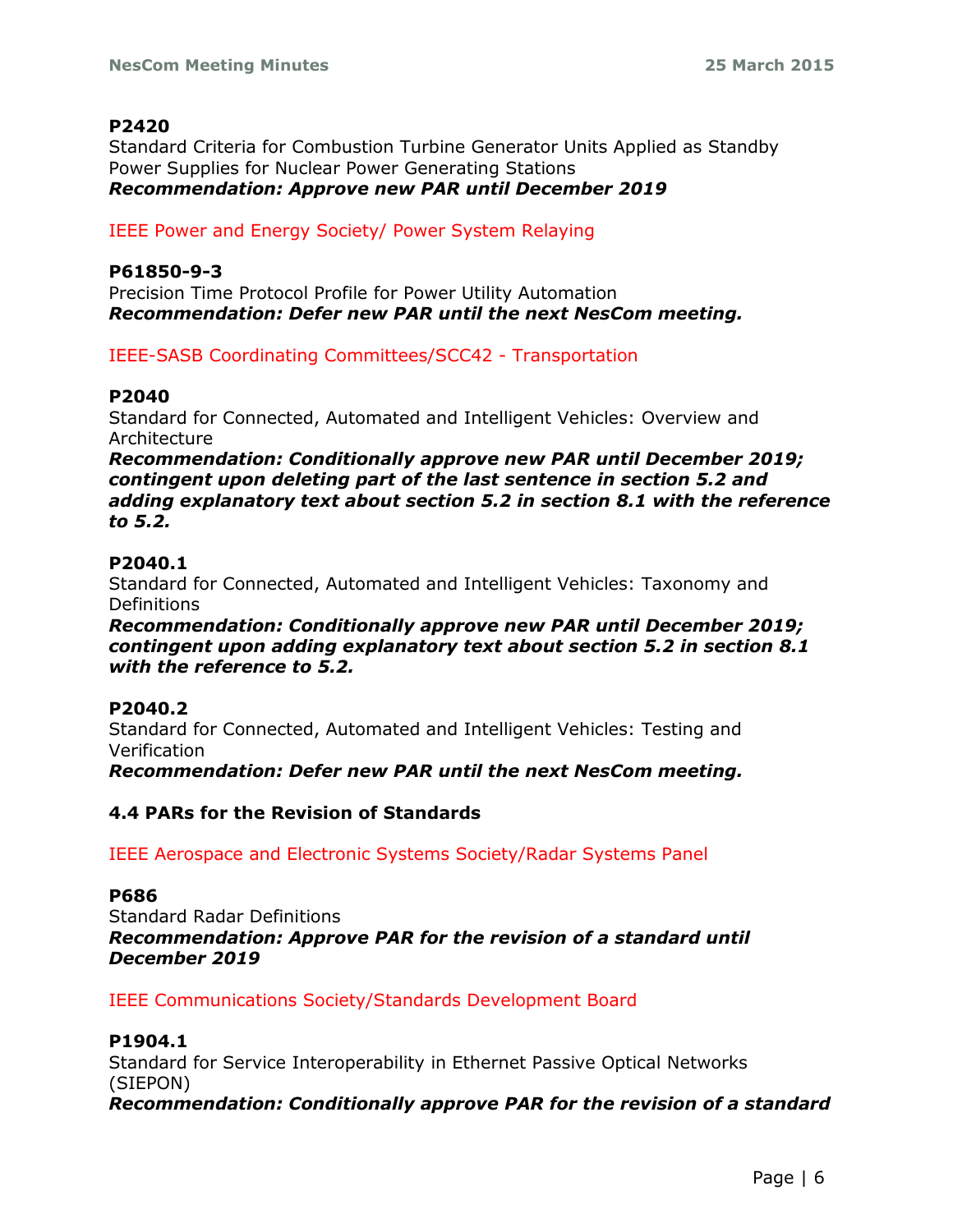**P2420**
Standard Criteria for Combustion Turbine Generator Units Applied as Standby Power Supplies for Nuclear Power Generating Stations
***Recommendation: Approve new PAR until December 2019***

IEEE Power and Energy Society/ Power System Relaying

**P61850-9-3**
Precision Time Protocol Profile for Power Utility Automation
***Recommendation: Defer new PAR until the next NesCom meeting.***

IEEE-SASB Coordinating Committees/SCC42 - Transportation

**P2040**
Standard for Connected, Automated and Intelligent Vehicles: Overview and Architecture
***Recommendation: Conditionally approve new PAR until December 2019; contingent upon deleting part of the last sentence in section 5.2 and adding explanatory text about section 5.2 in section 8.1 with the reference to 5.2.***

**P2040.1**
Standard for Connected, Automated and Intelligent Vehicles: Taxonomy and Definitions
***Recommendation: Conditionally approve new PAR until December 2019; contingent upon adding explanatory text about section 5.2 in section 8.1 with the reference to 5.2.***

**P2040.2**
Standard for Connected, Automated and Intelligent Vehicles: Testing and Verification
***Recommendation: Defer new PAR until the next NesCom meeting.***

### 4.4 PARs for the Revision of Standards

IEEE Aerospace and Electronic Systems Society/Radar Systems Panel

**P686**
Standard Radar Definitions
***Recommendation: Approve PAR for the revision of a standard until December 2019***

IEEE Communications Society/Standards Development Board

**P1904.1**
Standard for Service Interoperability in Ethernet Passive Optical Networks (SIEPON)
***Recommendation: Conditionally approve PAR for the revision of a standard***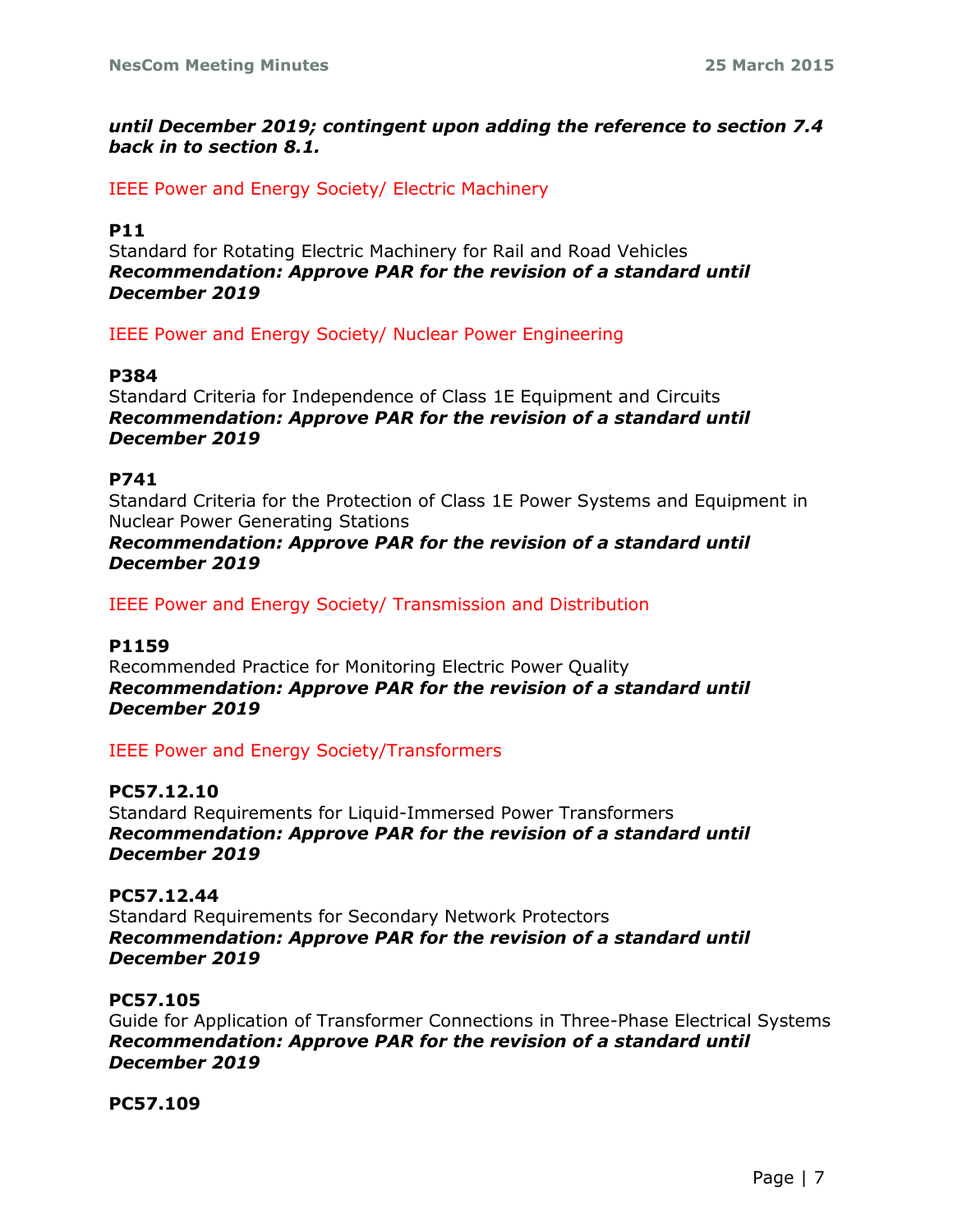***until December 2019; contingent upon adding the reference to section 7.4 back in to section 8.1.***

IEEE Power and Energy Society/ Electric Machinery

**P11**
Standard for Rotating Electric Machinery for Rail and Road Vehicles
***Recommendation: Approve PAR for the revision of a standard until December 2019***

IEEE Power and Energy Society/ Nuclear Power Engineering

**P384**
Standard Criteria for Independence of Class 1E Equipment and Circuits
***Recommendation: Approve PAR for the revision of a standard until December 2019***

**P741**
Standard Criteria for the Protection of Class 1E Power Systems and Equipment in Nuclear Power Generating Stations
***Recommendation: Approve PAR for the revision of a standard until December 2019***

IEEE Power and Energy Society/ Transmission and Distribution

**P1159**
Recommended Practice for Monitoring Electric Power Quality
***Recommendation: Approve PAR for the revision of a standard until December 2019***

IEEE Power and Energy Society/Transformers

**PC57.12.10**
Standard Requirements for Liquid-Immersed Power Transformers
***Recommendation: Approve PAR for the revision of a standard until December 2019***

**PC57.12.44**
Standard Requirements for Secondary Network Protectors
***Recommendation: Approve PAR for the revision of a standard until December 2019***

**PC57.105**
Guide for Application of Transformer Connections in Three-Phase Electrical Systems
***Recommendation: Approve PAR for the revision of a standard until December 2019***

**PC57.109**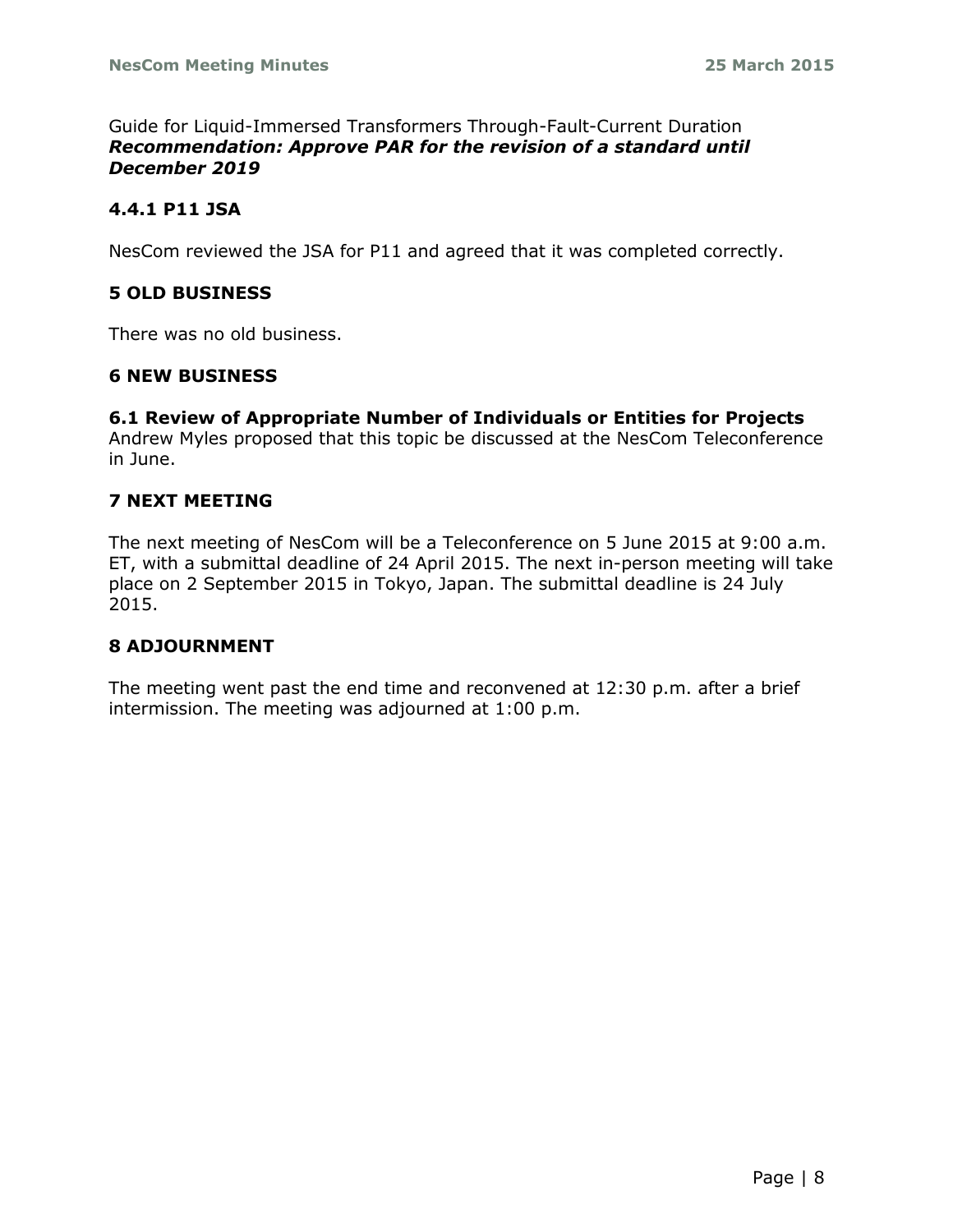Guide for Liquid-Immersed Transformers Through-Fault-Current Duration
***Recommendation: Approve PAR for the revision of a standard until December 2019***

### 4.4.1 P11 JSA

NesCom reviewed the JSA for P11 and agreed that it was completed correctly.

## 5 OLD BUSINESS

There was no old business.

## 6 NEW BUSINESS

### 6.1 Review of Appropriate Number of Individuals or Entities for Projects

Andrew Myles proposed that this topic be discussed at the NesCom Teleconference in June.

## 7 NEXT MEETING

The next meeting of NesCom will be a Teleconference on 5 June 2015 at 9:00 a.m. ET, with a submittal deadline of 24 April 2015. The next in-person meeting will take place on 2 September 2015 in Tokyo, Japan. The submittal deadline is 24 July 2015.

## 8 ADJOURNMENT

The meeting went past the end time and reconvened at 12:30 p.m. after a brief intermission. The meeting was adjourned at 1:00 p.m.